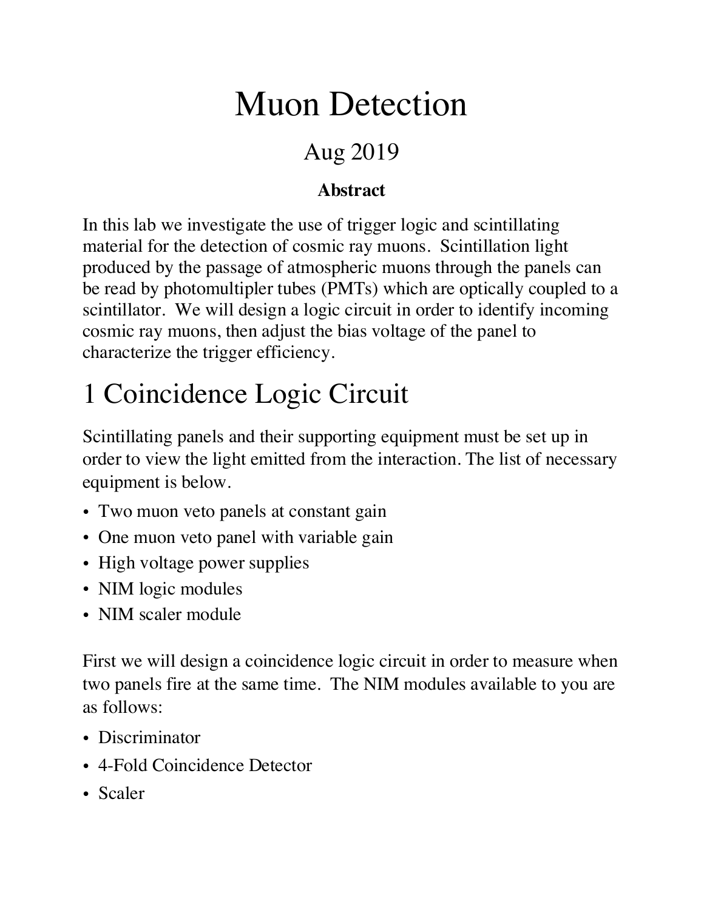# Muon Detection

Aug 2019

**Abstract**

In this lab we investigate the use of trigger logic and scintillating material for the detection of cosmic ray muons. Scintillation light produced by the passage of atmospheric muons through the panels can be read by photomultipler tubes (PMTs) which are optically coupled to a scintillator. We will design a logic circuit in order to identify incoming cosmic ray muons, then adjust the bias voltage of the panel to characterize the trigger efficiency.

## 1 Coincidence Logic Circuit

Scintillating panels and their supporting equipment must be set up in order to view the light emitted from the interaction. The list of necessary equipment is below.

- Two muon veto panels at constant gain
- One muon veto panel with variable gain
- High voltage power supplies
- NIM logic modules
- NIM scaler module

First we will design a coincidence logic circuit in order to measure when two panels fire at the same time. The NIM modules available to you are as follows:

- Discriminator
- 4-Fold Coincidence Detector
- Scaler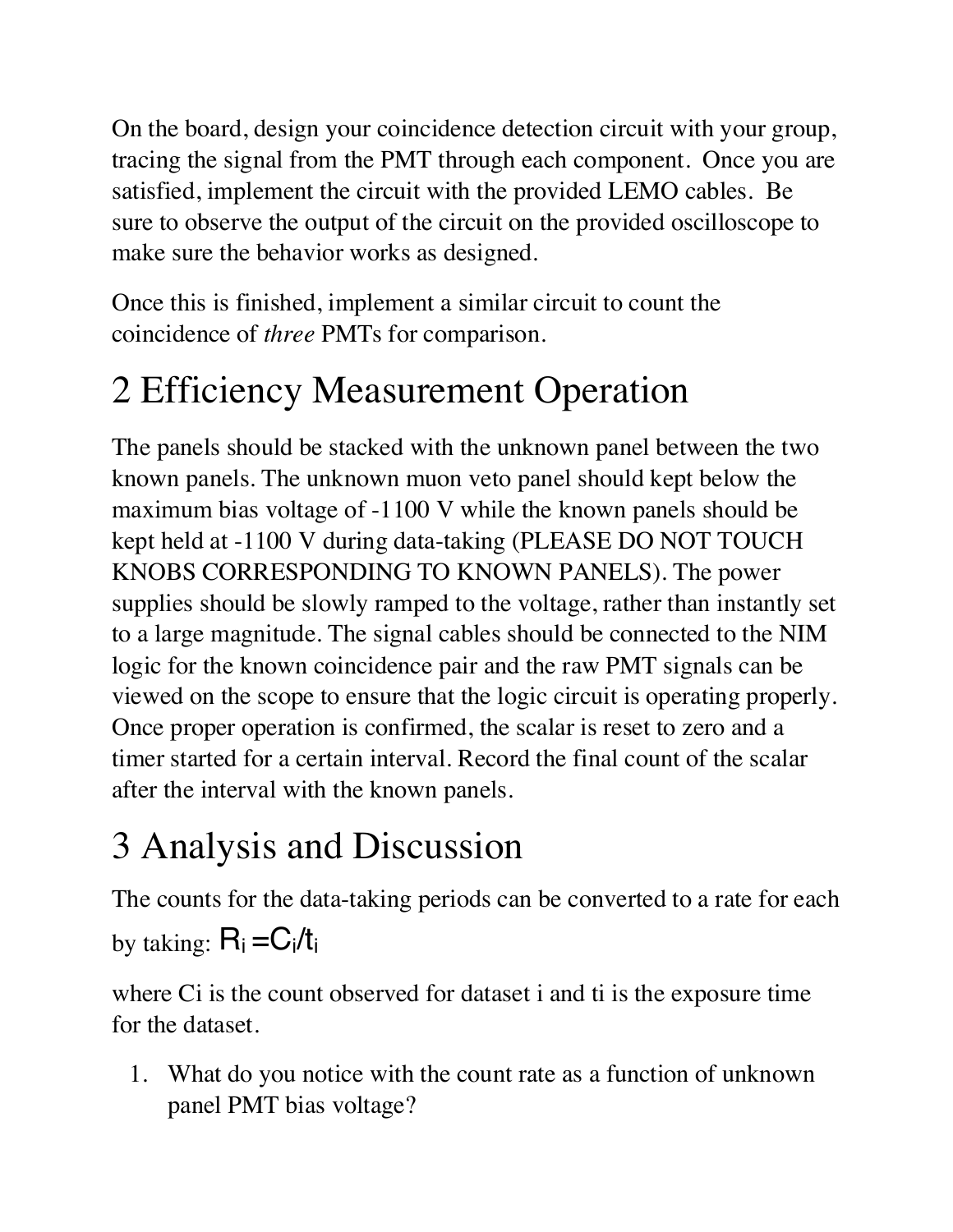On the board, design your coincidence detection circuit with your group, tracing the signal from the PMT through each component. Once you are satisfied, implement the circuit with the provided LEMO cables. Be sure to observe the output of the circuit on the provided oscilloscope to make sure the behavior works as designed.

Once this is finished, implement a similar circuit to count the coincidence of *three* PMTs for comparison.

# 2 Efficiency Measurement Operation

The panels should be stacked with the unknown panel between the two known panels. The unknown muon veto panel should kept below the maximum bias voltage of -1100 V while the known panels should be kept held at -1100 V during data-taking (PLEASE DO NOT TOUCH KNOBS CORRESPONDING TO KNOWN PANELS). The power supplies should be slowly ramped to the voltage, rather than instantly set to a large magnitude. The signal cables should be connected to the NIM logic for the known coincidence pair and the raw PMT signals can be viewed on the scope to ensure that the logic circuit is operating properly. Once proper operation is confirmed, the scalar is reset to zero and a timer started for a certain interval. Record the final count of the scalar after the interval with the known panels.

# 3 Analysis and Discussion

The counts for the data-taking periods can be converted to a rate for each by taking: $R_i = C_i/t_i$

where $C_i$ is the count observed for dataset i and $t_i$ is the exposure time for the dataset.

1. What do you notice with the count rate as a function of unknown panel PMT bias voltage?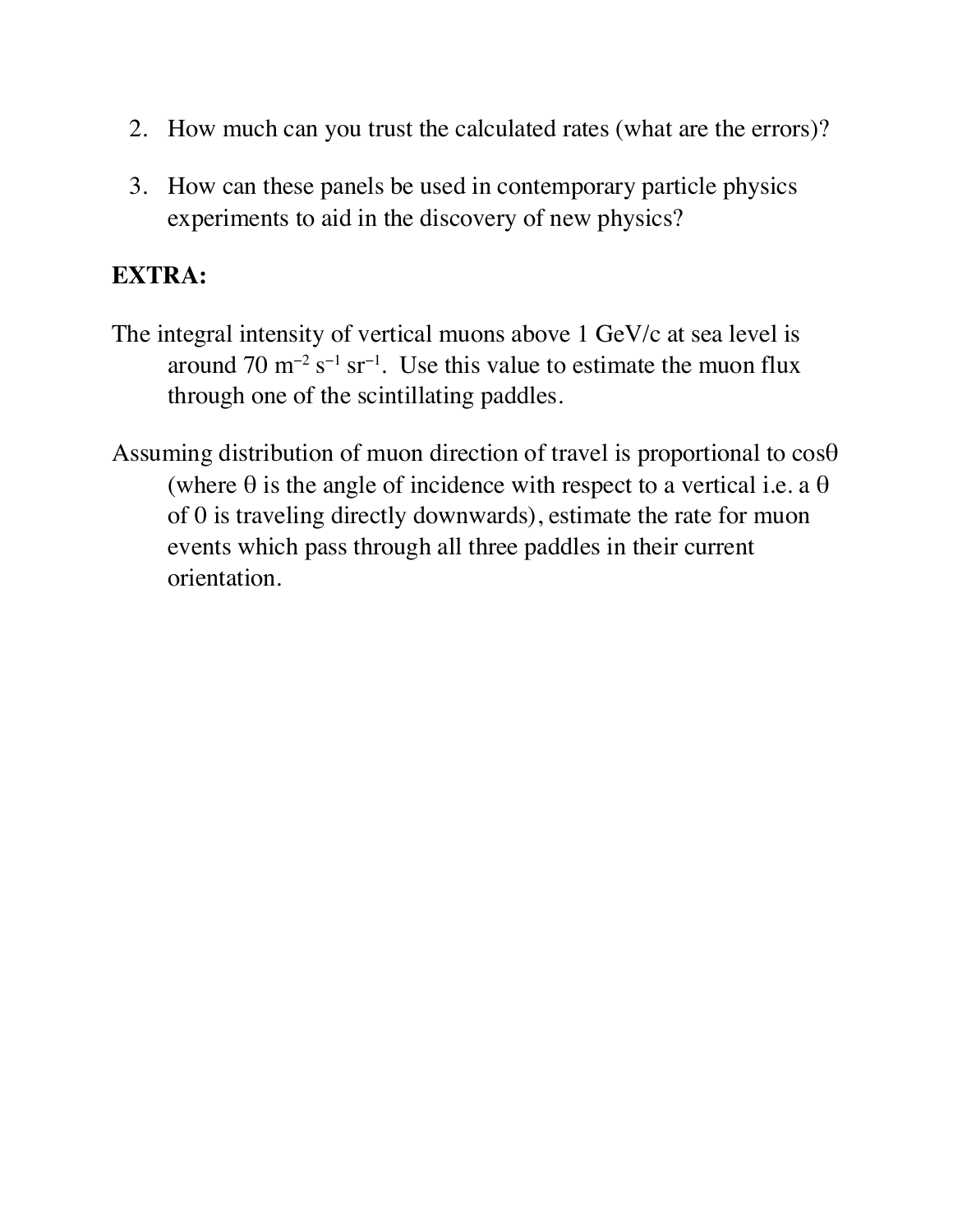2. How much can you trust the calculated rates (what are the errors)?

3. How can these panels be used in contemporary particle physics experiments to aid in the discovery of new physics?

**EXTRA:**

The integral intensity of vertical muons above 1 GeV/c at sea level is around 70 $m^{-2}\,s^{-1}\,sr^{-1}$. Use this value to estimate the muon flux through one of the scintillating paddles.

Assuming distribution of muon direction of travel is proportional to $\cos\theta$ (where $\theta$ is the angle of incidence with respect to a vertical i.e. a $\theta$ of 0 is traveling directly downwards), estimate the rate for muon events which pass through all three paddles in their current orientation.